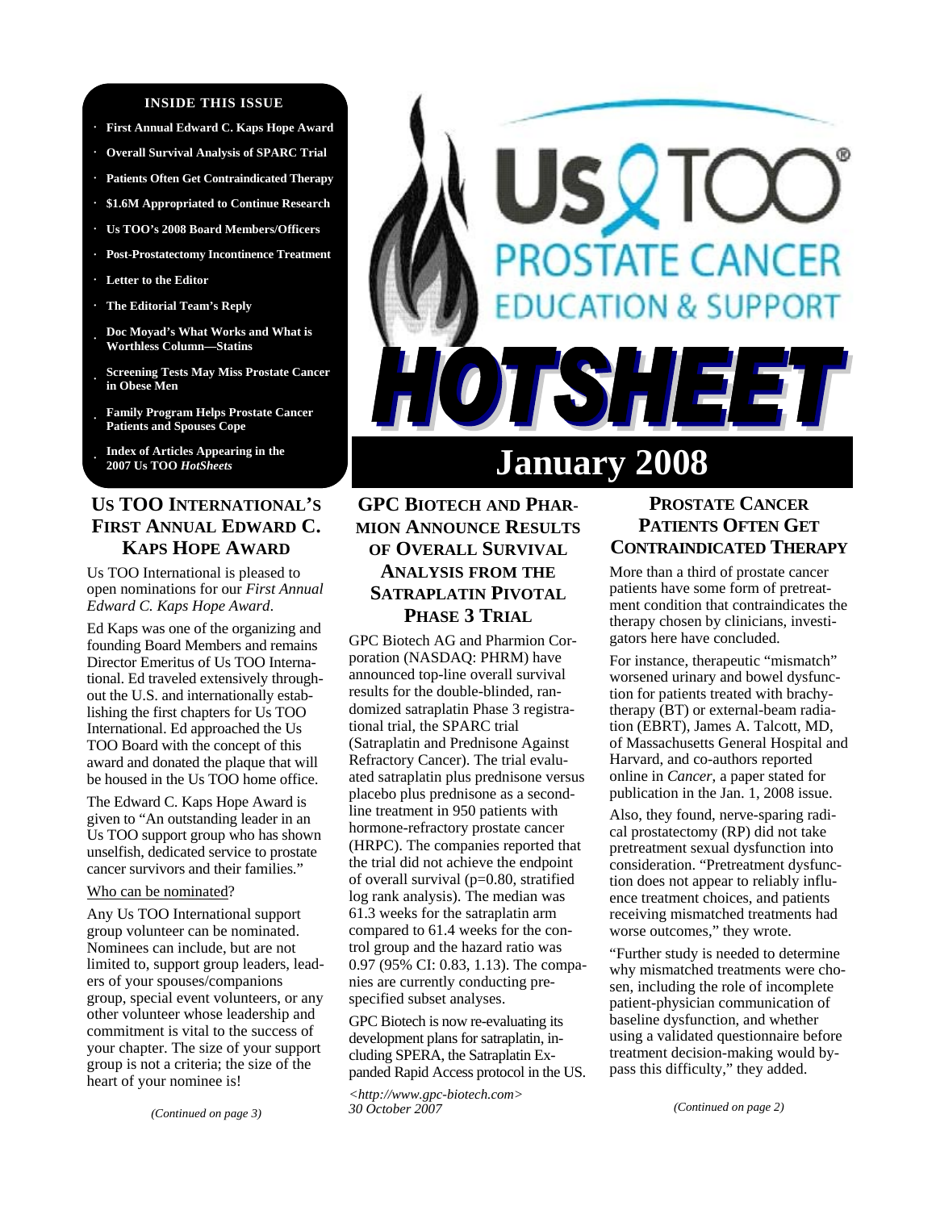# Us TOO Prostate Cancer Education & Support HOTSHEET

## January 2008

**INSIDE THIS ISSUE**

- First Annual Edward C. Kaps Hope Award
- Overall Survival Analysis of SPARC Trial
- Patients Often Get Contraindicated Therapy
- $1.6M Appropriated to Continue Research
- Us TOO's 2008 Board Members/Officers
- Post-Prostatectomy Incontinence Treatment
- Letter to the Editor
- The Editorial Team's Reply
- Doc Moyad's What Works and What is Worthless Column—Statins
- Screening Tests May Miss Prostate Cancer in Obese Men
- Family Program Helps Prostate Cancer Patients and Spouses Cope
- Index of Articles Appearing in the 2007 Us TOO *HotSheets*

## Us TOO International's First Annual Edward C. Kaps Hope Award

Us TOO International is pleased to open nominations for our *First Annual Edward C. Kaps Hope Award*.

Ed Kaps was one of the organizing and founding Board Members and remains Director Emeritus of Us TOO International. Ed traveled extensively throughout the U.S. and internationally establishing the first chapters for Us TOO International. Ed approached the Us TOO Board with the concept of this award and donated the plaque that will be housed in the Us TOO home office.

The Edward C. Kaps Hope Award is given to "An outstanding leader in an Us TOO support group who has shown unselfish, dedicated service to prostate cancer survivors and their families."

Who can be nominated?

Any Us TOO International support group volunteer can be nominated. Nominees can include, but are not limited to, support group leaders, leaders of your spouses/companions group, special event volunteers, or any other volunteer whose leadership and commitment is vital to the success of your chapter. The size of your support group is not a criteria; the size of the heart of your nominee is!

*(Continued on page 3)*

## GPC Biotech and Pharmion Announce Results of Overall Survival Analysis from the Satraplatin Pivotal Phase 3 Trial

GPC Biotech AG and Pharmion Corporation (NASDAQ: PHRM) have announced top-line overall survival results for the double-blinded, randomized satraplatin Phase 3 registrational trial, the SPARC trial (Satraplatin and Prednisone Against Refractory Cancer). The trial evaluated satraplatin plus prednisone versus placebo plus prednisone as a second-line treatment in 950 patients with hormone-refractory prostate cancer (HRPC). The companies reported that the trial did not achieve the endpoint of overall survival (p=0.80, stratified log rank analysis). The median was 61.3 weeks for the satraplatin arm compared to 61.4 weeks for the control group and the hazard ratio was 0.97 (95% CI: 0.83, 1.13). The companies are currently conducting pre-specified subset analyses.

GPC Biotech is now re-evaluating its development plans for satraplatin, including SPERA, the Satraplatin Expanded Rapid Access protocol in the US.

*<http://www.gpc-biotech.com>*
*30 October 2007*

## Prostate Cancer Patients Often Get Contraindicated Therapy

More than a third of prostate cancer patients have some form of pretreatment condition that contraindicates the therapy chosen by clinicians, investigators here have concluded.

For instance, therapeutic "mismatch" worsened urinary and bowel dysfunction for patients treated with brachytherapy (BT) or external-beam radiation (EBRT), James A. Talcott, MD, of Massachusetts General Hospital and Harvard, and co-authors reported online in *Cancer*, a paper stated for publication in the Jan. 1, 2008 issue.

Also, they found, nerve-sparing radical prostatectomy (RP) did not take pretreatment sexual dysfunction into consideration. "Pretreatment dysfunction does not appear to reliably influence treatment choices, and patients receiving mismatched treatments had worse outcomes," they wrote.

"Further study is needed to determine why mismatched treatments were chosen, including the role of incomplete patient-physician communication of baseline dysfunction, and whether using a validated questionnaire before treatment decision-making would bypass this difficulty," they added.

*(Continued on page 2)*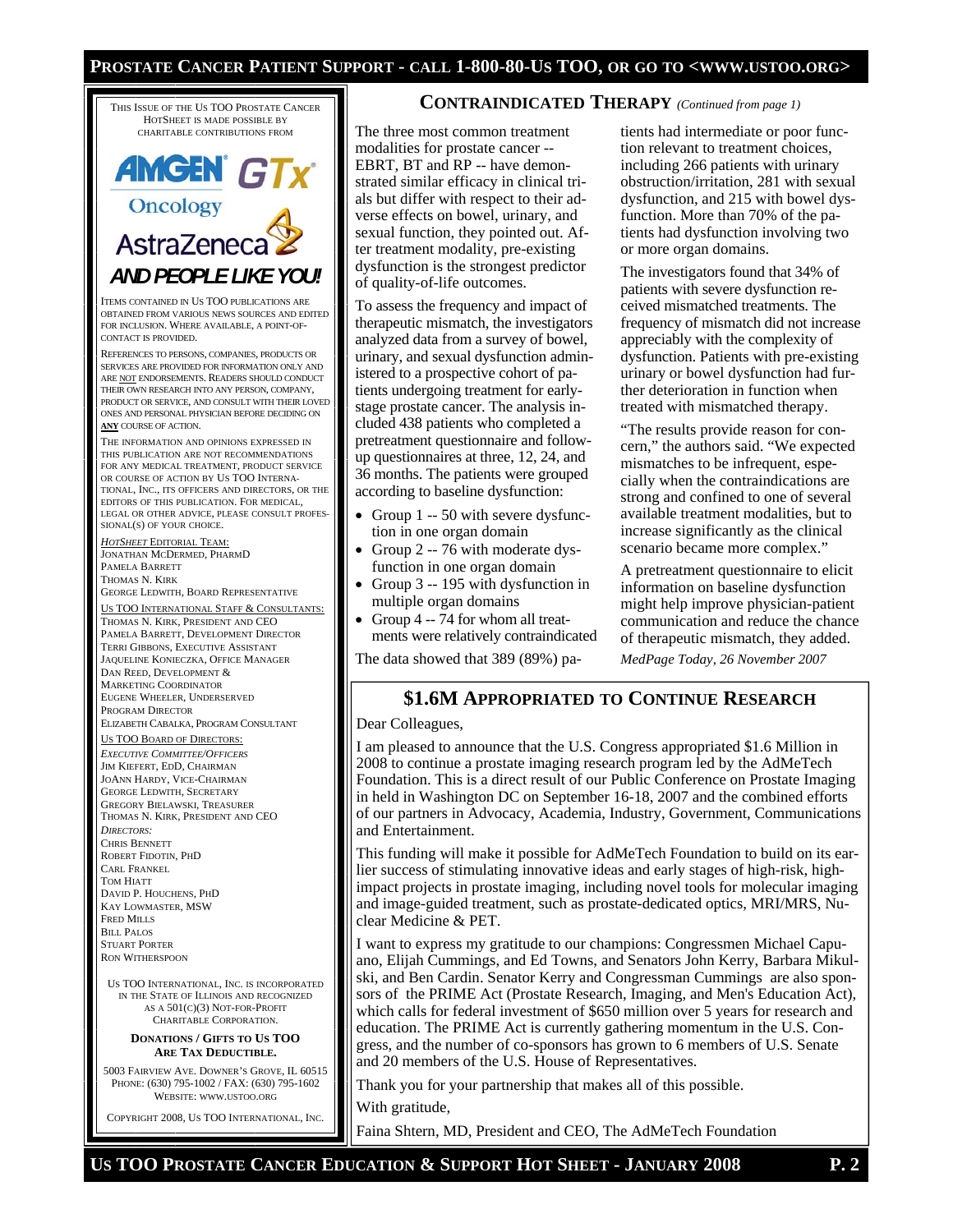This Issue of the Us TOO Prostate Cancer HotSheet is made possible by charitable contributions from

AMGEN Oncology GTx AstraZeneca

*AND PEOPLE LIKE YOU!*

Items contained in Us TOO publications are obtained from various news sources and edited for inclusion. Where available, a point-of-contact is provided.

References to persons, companies, products or services are provided for information only and are NOT endorsements. Readers should conduct their own research into any person, company, product or service, and consult with their loved ones and personal physician before deciding on **ANY** course of action.

The information and opinions expressed in this publication are not recommendations for any medical treatment, product service or course of action by Us TOO International, Inc., its officers and directors, or the editors of this publication. For medical, legal or other advice, please consult professional(s) of your choice.

*HotSheet* Editorial Team:
Jonathan McDermed, PharmD
Pamela Barrett
Thomas N. Kirk
George Ledwith, Board Representative

Us TOO International Staff & Consultants:
Thomas N. Kirk, President and CEO
Pamela Barrett, Development Director
Terri Gibbons, Executive Assistant
Jaqueline Konieczka, Office Manager
Dan Reed, Development & Marketing Coordinator
Eugene Wheeler, Underserved Program Director
Elizabeth Cabalka, Program Consultant

Us TOO Board of Directors:
*Executive Committee/Officers*
Jim Kiefert, EdD, Chairman
JoAnn Hardy, Vice-Chairman
George Ledwith, Secretary
Gregory Bielawski, Treasurer
Thomas N. Kirk, President and CEO
*Directors:*
Chris Bennett
Robert Fidotin, PhD
Carl Frankel
Tom Hiatt
David P. Houchens, PhD
Kay Lowmaster, MSW
Fred Mills
Bill Palos
Stuart Porter
Ron Witherspoon

Us TOO International, Inc. is incorporated in the State of Illinois and recognized as a 501(c)(3) not-for-profit charitable corporation.

**Donations / Gifts to Us TOO Are Tax Deductible.**

5003 Fairview Ave. Downer's Grove, IL 60515
Phone: (630) 795-1002 / Fax: (630) 795-1602
Website: www.ustoo.org

Copyright 2008, Us TOO International, Inc.

## CONTRAINDICATED THERAPY *(Continued from page 1)*

The three most common treatment modalities for prostate cancer -- EBRT, BT and RP -- have demonstrated similar efficacy in clinical trials but differ with respect to their adverse effects on bowel, urinary, and sexual function, they pointed out. After treatment modality, pre-existing dysfunction is the strongest predictor of quality-of-life outcomes.

To assess the frequency and impact of therapeutic mismatch, the investigators analyzed data from a survey of bowel, urinary, and sexual dysfunction administered to a prospective cohort of patients undergoing treatment for early-stage prostate cancer. The analysis included 438 patients who completed a pretreatment questionnaire and follow-up questionnaires at three, 12, 24, and 36 months. The patients were grouped according to baseline dysfunction:

- Group 1 -- 50 with severe dysfunction in one organ domain
- Group 2 -- 76 with moderate dysfunction in one organ domain
- Group 3 -- 195 with dysfunction in multiple organ domains
- Group 4 -- 74 for whom all treatments were relatively contraindicated

The data showed that 389 (89%) patients had intermediate or poor function relevant to treatment choices, including 266 patients with urinary obstruction/irritation, 281 with sexual dysfunction, and 215 with bowel dysfunction. More than 70% of the patients had dysfunction involving two or more organ domains.

The investigators found that 34% of patients with severe dysfunction received mismatched treatments. The frequency of mismatch did not increase appreciably with the complexity of dysfunction. Patients with pre-existing urinary or bowel dysfunction had further deterioration in function when treated with mismatched therapy.

"The results provide reason for concern," the authors said. "We expected mismatches to be infrequent, especially when the contraindications are strong and confined to one of several available treatment modalities, but to increase significantly as the clinical scenario became more complex."

A pretreatment questionnaire to elicit information on baseline dysfunction might help improve physician-patient communication and reduce the chance of therapeutic mismatch, they added.

*MedPage Today, 26 November 2007*

## $1.6M APPROPRIATED TO CONTINUE RESEARCH

Dear Colleagues,

I am pleased to announce that the U.S. Congress appropriated $1.6 Million in 2008 to continue a prostate imaging research program led by the AdMeTech Foundation. This is a direct result of our Public Conference on Prostate Imaging in held in Washington DC on September 16-18, 2007 and the combined efforts of our partners in Advocacy, Academia, Industry, Government, Communications and Entertainment.

This funding will make it possible for AdMeTech Foundation to build on its earlier success of stimulating innovative ideas and early stages of high-risk, high-impact projects in prostate imaging, including novel tools for molecular imaging and image-guided treatment, such as prostate-dedicated optics, MRI/MRS, Nuclear Medicine & PET.

I want to express my gratitude to our champions: Congressmen Michael Capuano, Elijah Cummings, and Ed Towns, and Senators John Kerry, Barbara Mikulski, and Ben Cardin. Senator Kerry and Congressman Cummings are also sponsors of the PRIME Act (Prostate Research, Imaging, and Men's Education Act), which calls for federal investment of $650 million over 5 years for research and education. The PRIME Act is currently gathering momentum in the U.S. Congress, and the number of co-sponsors has grown to 6 members of U.S. Senate and 20 members of the U.S. House of Representatives.

Thank you for your partnership that makes all of this possible.

With gratitude,

Faina Shtern, MD, President and CEO, The AdMeTech Foundation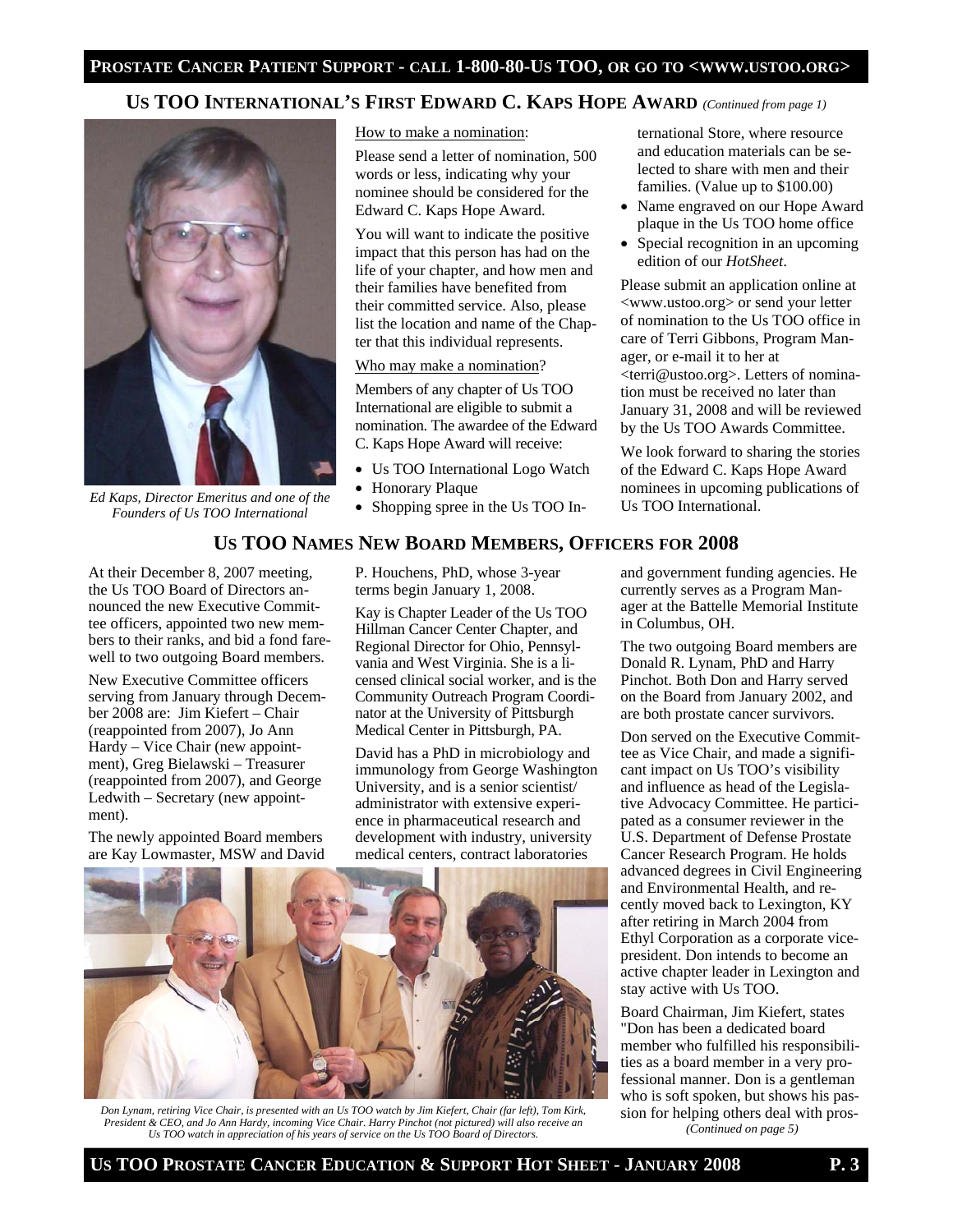## US TOO INTERNATIONAL'S FIRST EDWARD C. KAPS HOPE AWARD *(Continued from page 1)*

*Ed Kaps, Director Emeritus and one of the Founders of Us TOO International*

How to make a nomination:

Please send a letter of nomination, 500 words or less, indicating why your nominee should be considered for the Edward C. Kaps Hope Award.

You will want to indicate the positive impact that this person has had on the life of your chapter, and how men and their families have benefited from their committed service. Also, please list the location and name of the Chapter that this individual represents.

Who may make a nomination?

Members of any chapter of Us TOO International are eligible to submit a nomination. The awardee of the Edward C. Kaps Hope Award will receive:

- Us TOO International Logo Watch
- Honorary Plaque
- Shopping spree in the Us TOO International Store, where resource and education materials can be selected to share with men and their families. (Value up to $100.00)
- Name engraved on our Hope Award plaque in the Us TOO home office
- Special recognition in an upcoming edition of our *HotSheet*.

Please submit an application online at <www.ustoo.org> or send your letter of nomination to the Us TOO office in care of Terri Gibbons, Program Manager, or e-mail it to her at <terri@ustoo.org>. Letters of nomination must be received no later than January 31, 2008 and will be reviewed by the Us TOO Awards Committee.

We look forward to sharing the stories of the Edward C. Kaps Hope Award nominees in upcoming publications of Us TOO International.

## US TOO NAMES NEW BOARD MEMBERS, OFFICERS FOR 2008

At their December 8, 2007 meeting, the Us TOO Board of Directors announced the new Executive Committee officers, appointed two new members to their ranks, and bid a fond farewell to two outgoing Board members.

New Executive Committee officers serving from January through December 2008 are: Jim Kiefert – Chair (reappointed from 2007), Jo Ann Hardy – Vice Chair (new appointment), Greg Bielawski – Treasurer (reappointed from 2007), and George Ledwith – Secretary (new appointment).

The newly appointed Board members are Kay Lowmaster, MSW and David P. Houchens, PhD, whose 3-year terms begin January 1, 2008.

Kay is Chapter Leader of the Us TOO Hillman Cancer Center Chapter, and Regional Director for Ohio, Pennsylvania and West Virginia. She is a licensed clinical social worker, and is the Community Outreach Program Coordinator at the University of Pittsburgh Medical Center in Pittsburgh, PA.

David has a PhD in microbiology and immunology from George Washington University, and is a senior scientist/ administrator with extensive experience in pharmaceutical research and development with industry, university medical centers, contract laboratories and government funding agencies. He currently serves as a Program Manager at the Battelle Memorial Institute in Columbus, OH.

The two outgoing Board members are Donald R. Lynam, PhD and Harry Pinchot. Both Don and Harry served on the Board from January 2002, and are both prostate cancer survivors.

Don served on the Executive Committee as Vice Chair, and made a significant impact on Us TOO's visibility and influence as head of the Legislative Advocacy Committee. He participated as a consumer reviewer in the U.S. Department of Defense Prostate Cancer Research Program. He holds advanced degrees in Civil Engineering and Environmental Health, and recently moved back to Lexington, KY after retiring in March 2004 from Ethyl Corporation as a corporate vice-president. Don intends to become an active chapter leader in Lexington and stay active with Us TOO.

Board Chairman, Jim Kiefert, states "Don has been a dedicated board member who fulfilled his responsibilities as a board member in a very professional manner. Don is a gentleman who is soft spoken, but shows his passion for helping others deal with pros-

*(Continued on page 5)*

*Don Lynam, retiring Vice Chair, is presented with an Us TOO watch by Jim Kiefert, Chair (far left), Tom Kirk, President & CEO, and Jo Ann Hardy, incoming Vice Chair. Harry Pinchot (not pictured) will also receive an Us TOO watch in appreciation of his years of service on the Us TOO Board of Directors.*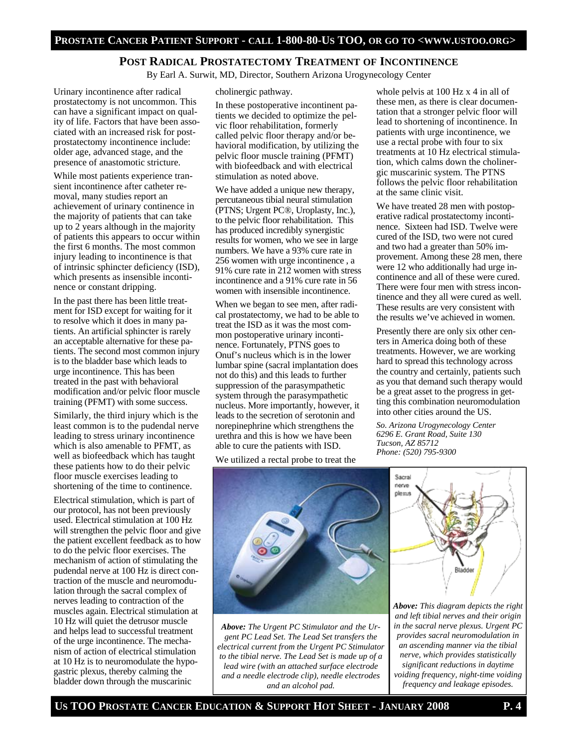## Post Radical Prostatectomy Treatment of Incontinence

By Earl A. Surwit, MD, Director, Southern Arizona Urogynecology Center

Urinary incontinence after radical prostatectomy is not uncommon. This can have a significant impact on quality of life. Factors that have been associated with an increased risk for post-prostatectomy incontinence include: older age, advanced stage, and the presence of anastomotic stricture.

While most patients experience transient incontinence after catheter removal, many studies report an achievement of urinary continence in the majority of patients that can take up to 2 years although in the majority of patients this appears to occur within the first 6 months. The most common injury leading to incontinence is that of intrinsic sphincter deficiency (ISD), which presents as insensible incontinence or constant dripping.

In the past there has been little treatment for ISD except for waiting for it to resolve which it does in many patients. An artificial sphincter is rarely an acceptable alternative for these patients. The second most common injury is to the bladder base which leads to urge incontinence. This has been treated in the past with behavioral modification and/or pelvic floor muscle training (PFMT) with some success.

Similarly, the third injury which is the least common is to the pudendal nerve leading to stress urinary incontinence which is also amenable to PFMT, as well as biofeedback which has taught these patients how to do their pelvic floor muscle exercises leading to shortening of the time to continence.

Electrical stimulation, which is part of our protocol, has not been previously used. Electrical stimulation at 100 Hz will strengthen the pelvic floor and give the patient excellent feedback as to how to do the pelvic floor exercises. The mechanism of action of stimulating the pudendal nerve at 100 Hz is direct contraction of the muscle and neuromodulation through the sacral complex of nerves leading to contraction of the muscles again. Electrical stimulation at 10 Hz will quiet the detrusor muscle and helps lead to successful treatment of the urge incontinence. The mechanism of action of electrical stimulation at 10 Hz is to neuromodulate the hypogastric plexus, thereby calming the bladder down through the muscarinic cholinergic pathway.

In these postoperative incontinent patients we decided to optimize the pelvic floor rehabilitation, formerly called pelvic floor therapy and/or behavioral modification, by utilizing the pelvic floor muscle training (PFMT) with biofeedback and with electrical stimulation as noted above.

We have added a unique new therapy, percutaneous tibial neural stimulation (PTNS; Urgent PC®, Uroplasty, Inc.), to the pelvic floor rehabilitation. This has produced incredibly synergistic results for women, who we see in large numbers. We have a 93% cure rate in 256 women with urge incontinence , a 91% cure rate in 212 women with stress incontinence and a 91% cure rate in 56 women with insensible incontinence.

When we began to see men, after radical prostatectomy, we had to be able to treat the ISD as it was the most common postoperative urinary incontinence. Fortunately, PTNS goes to Onuf's nucleus which is in the lower lumbar spine (sacral implantation does not do this) and this leads to further suppression of the parasympathetic system through the parasympathetic nucleus. More importantly, however, it leads to the secretion of serotonin and norepinephrine which strengthens the urethra and this is how we have been able to cure the patients with ISD.

We utilized a rectal probe to treat the whole pelvis at 100 Hz x 4 in all of these men, as there is clear documentation that a stronger pelvic floor will lead to shortening of incontinence. In patients with urge incontinence, we use a rectal probe with four to six treatments at 10 Hz electrical stimulation, which calms down the cholinergic muscarinic system. The PTNS follows the pelvic floor rehabilitation at the same clinic visit.

We have treated 28 men with postoperative radical prostatectomy incontinence. Sixteen had ISD. Twelve were cured of the ISD, two were not cured and two had a greater than 50% improvement. Among these 28 men, there were 12 who additionally had urge incontinence and all of these were cured. There were four men with stress incontinence and they all were cured as well. These results are very consistent with the results we've achieved in women.

Presently there are only six other centers in America doing both of these treatments. However, we are working hard to spread this technology across the country and certainly, patients such as you that demand such therapy would be a great asset to the progress in getting this combination neuromodulation into other cities around the US.

*So. Arizona Urogynecology Center*
*6296 E. Grant Road, Suite 130*
*Tucson, AZ 85712*
*Phone: (520) 795-9300*

***Above:*** *The Urgent PC Stimulator and the Urgent PC Lead Set. The Lead Set transfers the electrical current from the Urgent PC Stimulator to the tibial nerve. The Lead Set is made up of a lead wire (with an attached surface electrode and a needle electrode clip), needle electrodes and an alcohol pad.*

***Above:*** *This diagram depicts the right and left tibial nerves and their origin in the sacral nerve plexus. Urgent PC provides sacral neuromodulation in an ascending manner via the tibial nerve, which provides statistically significant reductions in daytime voiding frequency, night-time voiding frequency and leakage episodes.*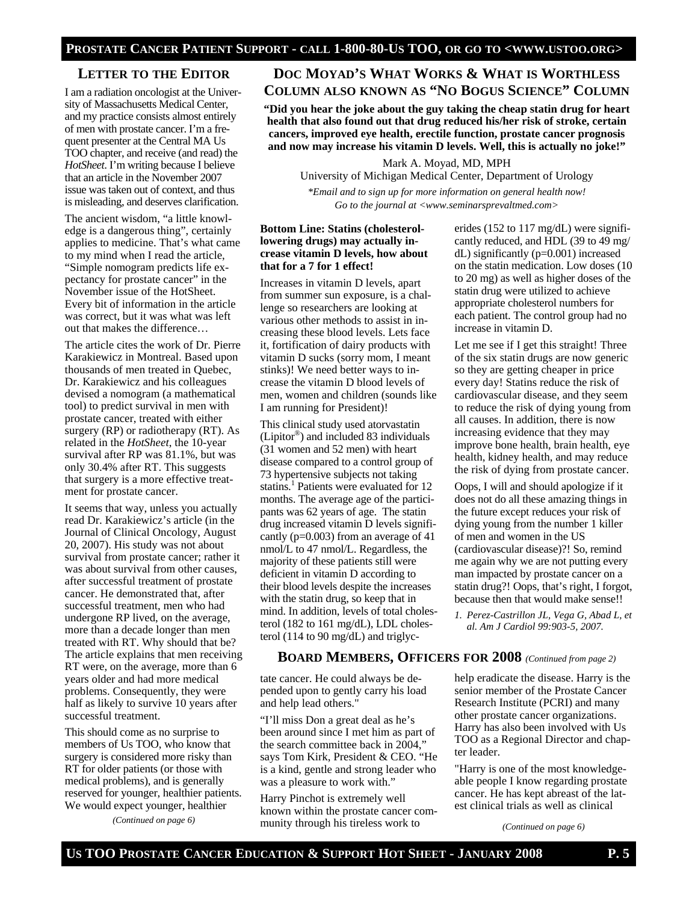## LETTER TO THE EDITOR

I am a radiation oncologist at the University of Massachusetts Medical Center, and my practice consists almost entirely of men with prostate cancer. I'm a frequent presenter at the Central MA Us TOO chapter, and receive (and read) the *HotSheet*. I'm writing because I believe that an article in the November 2007 issue was taken out of context, and thus is misleading, and deserves clarification.

The ancient wisdom, "a little knowledge is a dangerous thing", certainly applies to medicine. That's what came to my mind when I read the article, "Simple nomogram predicts life expectancy for prostate cancer" in the November issue of the HotSheet. Every bit of information in the article was correct, but it was what was left out that makes the difference…

The article cites the work of Dr. Pierre Karakiewicz in Montreal. Based upon thousands of men treated in Quebec, Dr. Karakiewicz and his colleagues devised a nomogram (a mathematical tool) to predict survival in men with prostate cancer, treated with either surgery (RP) or radiotherapy (RT). As related in the *HotSheet*, the 10-year survival after RP was 81.1%, but was only 30.4% after RT. This suggests that surgery is a more effective treatment for prostate cancer.

It seems that way, unless you actually read Dr. Karakiewicz's article (in the Journal of Clinical Oncology, August 20, 2007). His study was not about survival from prostate cancer; rather it was about survival from other causes, after successful treatment of prostate cancer. He demonstrated that, after successful treatment, men who had undergone RP lived, on the average, more than a decade longer than men treated with RT. Why should that be? The article explains that men receiving RT were, on the average, more than 6 years older and had more medical problems. Consequently, they were half as likely to survive 10 years after successful treatment.

This should come as no surprise to members of Us TOO, who know that surgery is considered more risky than RT for older patients (or those with medical problems), and is generally reserved for younger, healthier patients. We would expect younger, healthier

*(Continued on page 6)*

## DOC MOYAD'S WHAT WORKS & WHAT IS WORTHLESS COLUMN ALSO KNOWN AS "NO BOGUS SCIENCE" COLUMN

**"Did you hear the joke about the guy taking the cheap statin drug for heart health that also found out that drug reduced his/her risk of stroke, certain cancers, improved eye health, erectile function, prostate cancer prognosis and now may increase his vitamin D levels. Well, this is actually no joke!"**

Mark A. Moyad, MD, MPH
University of Michigan Medical Center, Department of Urology

*\*Email and to sign up for more information on general health now! Go to the journal at <www.seminarsprevaltmed.com>*

**Bottom Line: Statins (cholesterol-lowering drugs) may actually increase vitamin D levels, how about that for a 7 for 1 effect!**

Increases in vitamin D levels, apart from summer sun exposure, is a challenge so researchers are looking at various other methods to assist in increasing these blood levels. Lets face it, fortification of dairy products with vitamin D sucks (sorry mom, I meant stinks)! We need better ways to increase the vitamin D blood levels of men, women and children (sounds like I am running for President)!

This clinical study used atorvastatin (Lipitor®) and included 83 individuals (31 women and 52 men) with heart disease compared to a control group of 73 hypertensive subjects not taking statins.[1] Patients were evaluated for 12 months. The average age of the participants was 62 years of age. The statin drug increased vitamin D levels significantly (p=0.003) from an average of 41 nmol/L to 47 nmol/L. Regardless, the majority of these patients still were deficient in vitamin D according to their blood levels despite the increases with the statin drug, so keep that in mind. In addition, levels of total cholesterol (182 to 161 mg/dL), LDL cholesterol (114 to 90 mg/dL) and triglycerides (152 to 117 mg/dL) were significantly reduced, and HDL (39 to 49 mg/dL) significantly (p=0.001) increased on the statin medication. Low doses (10 to 20 mg) as well as higher doses of the statin drug were utilized to achieve appropriate cholesterol numbers for each patient. The control group had no increase in vitamin D.

Let me see if I get this straight! Three of the six statin drugs are now generic so they are getting cheaper in price every day! Statins reduce the risk of cardiovascular disease, and they seem to reduce the risk of dying young from all causes. In addition, there is now increasing evidence that they may improve bone health, brain health, eye health, kidney health, and may reduce the risk of dying from prostate cancer.

Oops, I will and should apologize if it does not do all these amazing things in the future except reduces your risk of dying young from the number 1 killer of men and women in the US (cardiovascular disease)?! So, remind me again why we are not putting every man impacted by prostate cancer on a statin drug?! Oops, that's right, I forgot, because then that would make sense!!

1. *Perez-Castrillon JL, Vega G, Abad L, et al. Am J Cardiol 99:903-5, 2007.*

## BOARD MEMBERS, OFFICERS FOR 2008 *(Continued from page 2)*

tate cancer. He could always be depended upon to gently carry his load and help lead others."

"I'll miss Don a great deal as he's been around since I met him as part of the search committee back in 2004," says Tom Kirk, President & CEO. "He is a kind, gentle and strong leader who was a pleasure to work with."

Harry Pinchot is extremely well known within the prostate cancer community through his tireless work to help eradicate the disease. Harry is the senior member of the Prostate Cancer Research Institute (PCRI) and many other prostate cancer organizations. Harry has also been involved with Us TOO as a Regional Director and chapter leader.

"Harry is one of the most knowledgeable people I know regarding prostate cancer. He has kept abreast of the latest clinical trials as well as clinical

*(Continued on page 6)*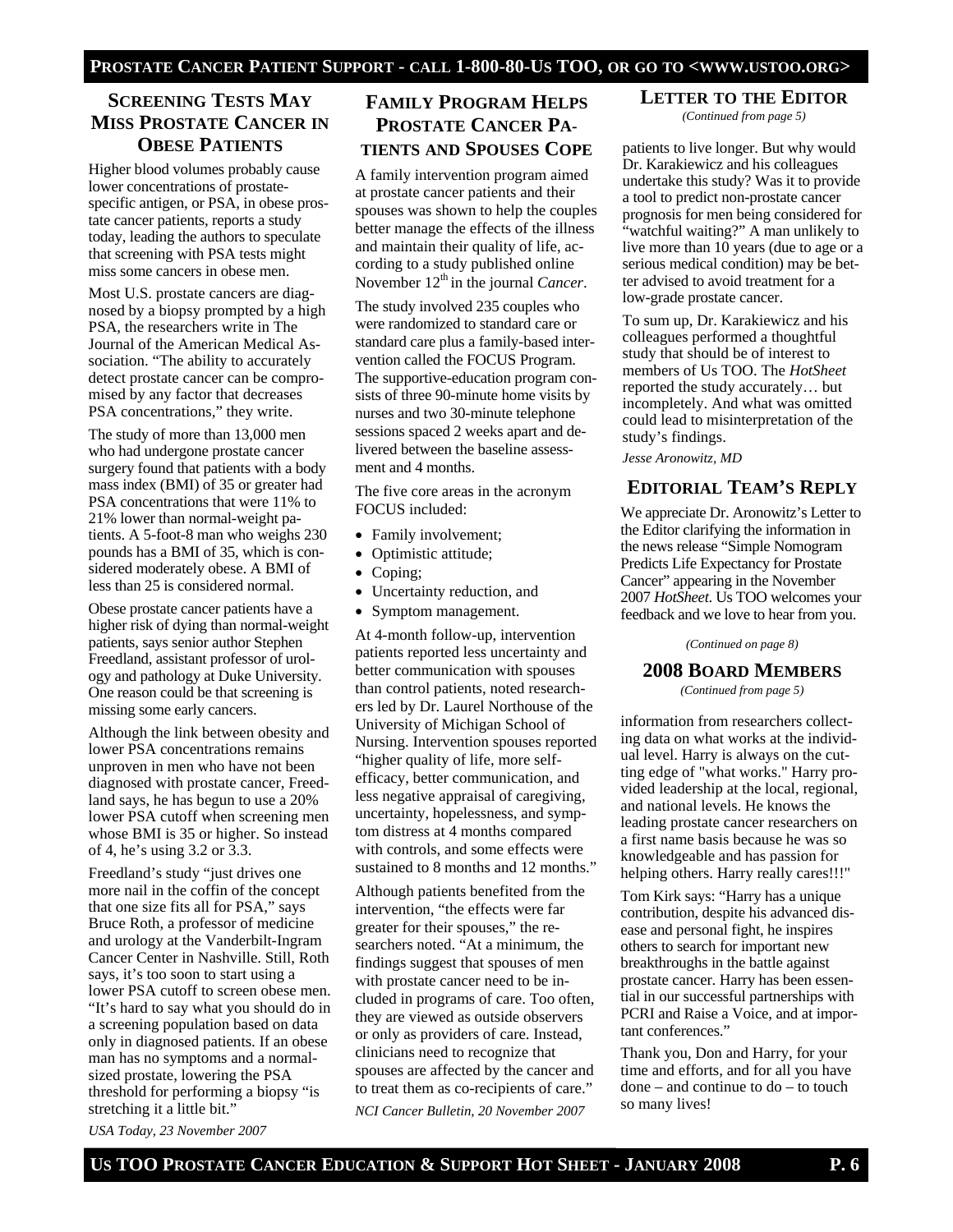## Screening Tests May Miss Prostate Cancer in Obese Patients

Higher blood volumes probably cause lower concentrations of prostate-specific antigen, or PSA, in obese prostate cancer patients, reports a study today, leading the authors to speculate that screening with PSA tests might miss some cancers in obese men.

Most U.S. prostate cancers are diagnosed by a biopsy prompted by a high PSA, the researchers write in The Journal of the American Medical Association. "The ability to accurately detect prostate cancer can be compromised by any factor that decreases PSA concentrations," they write.

The study of more than 13,000 men who had undergone prostate cancer surgery found that patients with a body mass index (BMI) of 35 or greater had PSA concentrations that were 11% to 21% lower than normal-weight patients. A 5-foot-8 man who weighs 230 pounds has a BMI of 35, which is considered moderately obese. A BMI of less than 25 is considered normal.

Obese prostate cancer patients have a higher risk of dying than normal-weight patients, says senior author Stephen Freedland, assistant professor of urology and pathology at Duke University. One reason could be that screening is missing some early cancers.

Although the link between obesity and lower PSA concentrations remains unproven in men who have not been diagnosed with prostate cancer, Freedland says, he has begun to use a 20% lower PSA cutoff when screening men whose BMI is 35 or higher. So instead of 4, he's using 3.2 or 3.3.

Freedland's study "just drives one more nail in the coffin of the concept that one size fits all for PSA," says Bruce Roth, a professor of medicine and urology at the Vanderbilt-Ingram Cancer Center in Nashville. Still, Roth says, it's too soon to start using a lower PSA cutoff to screen obese men. "It's hard to say what you should do in a screening population based on data only in diagnosed patients. If an obese man has no symptoms and a normal-sized prostate, lowering the PSA threshold for performing a biopsy "is stretching it a little bit."

*USA Today, 23 November 2007*

## Family Program Helps Prostate Cancer Patients and Spouses Cope

A family intervention program aimed at prostate cancer patients and their spouses was shown to help the couples better manage the effects of the illness and maintain their quality of life, according to a study published online November 12th in the journal *Cancer*.

The study involved 235 couples who were randomized to standard care or standard care plus a family-based intervention called the FOCUS Program. The supportive-education program consists of three 90-minute home visits by nurses and two 30-minute telephone sessions spaced 2 weeks apart and delivered between the baseline assessment and 4 months.

The five core areas in the acronym FOCUS included:

- Family involvement;
- Optimistic attitude;
- Coping;
- Uncertainty reduction, and
- Symptom management.

At 4-month follow-up, intervention patients reported less uncertainty and better communication with spouses than control patients, noted researchers led by Dr. Laurel Northouse of the University of Michigan School of Nursing. Intervention spouses reported "higher quality of life, more self-efficacy, better communication, and less negative appraisal of caregiving, uncertainty, hopelessness, and symptom distress at 4 months compared with controls, and some effects were sustained to 8 months and 12 months."

Although patients benefited from the intervention, "the effects were far greater for their spouses," the researchers noted. "At a minimum, the findings suggest that spouses of men with prostate cancer need to be included in programs of care. Too often, they are viewed as outside observers or only as providers of care. Instead, clinicians need to recognize that spouses are affected by the cancer and to treat them as co-recipients of care."

*NCI Cancer Bulletin, 20 November 2007*

## Letter to the Editor

*(Continued from page 5)*

patients to live longer. But why would Dr. Karakiewicz and his colleagues undertake this study? Was it to provide a tool to predict non-prostate cancer prognosis for men being considered for "watchful waiting?" A man unlikely to live more than 10 years (due to age or a serious medical condition) may be better advised to avoid treatment for a low-grade prostate cancer.

To sum up, Dr. Karakiewicz and his colleagues performed a thoughtful study that should be of interest to members of Us TOO. The *HotSheet* reported the study accurately… but incompletely. And what was omitted could lead to misinterpretation of the study's findings.

*Jesse Aronowitz, MD*

## Editorial Team's Reply

We appreciate Dr. Aronowitz's Letter to the Editor clarifying the information in the news release "Simple Nomogram Predicts Life Expectancy for Prostate Cancer" appearing in the November 2007 *HotSheet*. Us TOO welcomes your feedback and we love to hear from you.

*(Continued on page 8)*

## 2008 Board Members

*(Continued from page 5)*

information from researchers collecting data on what works at the individual level. Harry is always on the cutting edge of "what works." Harry provided leadership at the local, regional, and national levels. He knows the leading prostate cancer researchers on a first name basis because he was so knowledgeable and has passion for helping others. Harry really cares!!!"

Tom Kirk says: "Harry has a unique contribution, despite his advanced disease and personal fight, he inspires others to search for important new breakthroughs in the battle against prostate cancer. Harry has been essential in our successful partnerships with PCRI and Raise a Voice, and at important conferences."

Thank you, Don and Harry, for your time and efforts, and for all you have done – and continue to do – to touch so many lives!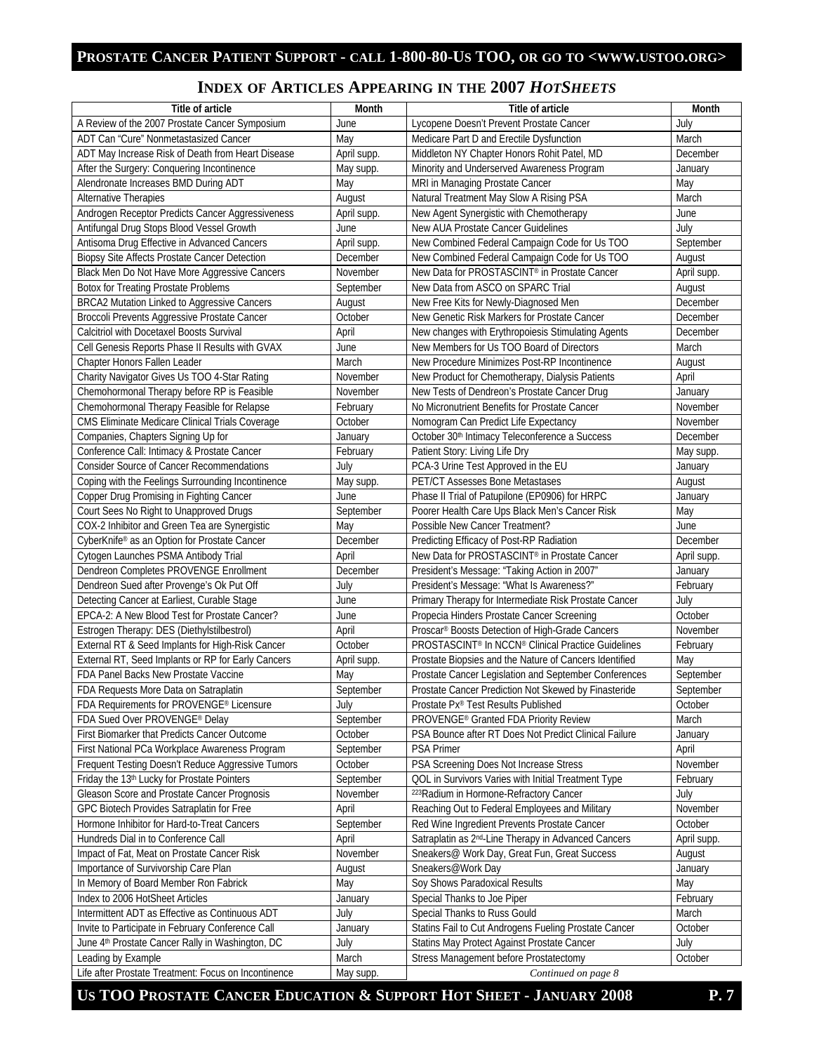## Index of Articles Appearing in the 2007 *HotSheets*

| Title of article | Month | Title of article | Month |
|---|---|---|---|
| A Review of the 2007 Prostate Cancer Symposium | June | Lycopene Doesn't Prevent Prostate Cancer | July |
| ADT Can "Cure" Nonmetastasized Cancer | May | Medicare Part D and Erectile Dysfunction | March |
| ADT May Increase Risk of Death from Heart Disease | April supp. | Middleton NY Chapter Honors Rohit Patel, MD | December |
| After the Surgery: Conquering Incontinence | May supp. | Minority and Underserved Awareness Program | January |
| Alendronate Increases BMD During ADT | May | MRI in Managing Prostate Cancer | May |
| Alternative Therapies | August | Natural Treatment May Slow A Rising PSA | March |
| Androgen Receptor Predicts Cancer Aggressiveness | April supp. | New Agent Synergistic with Chemotherapy | June |
| Antifungal Drug Stops Blood Vessel Growth | June | New AUA Prostate Cancer Guidelines | July |
| Antisoma Drug Effective in Advanced Cancers | April supp. | New Combined Federal Campaign Code for Us TOO | September |
| Biopsy Site Affects Prostate Cancer Detection | December | New Combined Federal Campaign Code for Us TOO | August |
| Black Men Do Not Have More Aggressive Cancers | November | New Data for PROSTASCINT® in Prostate Cancer | April supp. |
| Botox for Treating Prostate Problems | September | New Data from ASCO on SPARC Trial | August |
| BRCA2 Mutation Linked to Aggressive Cancers | August | New Free Kits for Newly-Diagnosed Men | December |
| Broccoli Prevents Aggressive Prostate Cancer | October | New Genetic Risk Markers for Prostate Cancer | December |
| Calcitriol with Docetaxel Boosts Survival | April | New changes with Erythropoiesis Stimulating Agents | December |
| Cell Genesis Reports Phase II Results with GVAX | June | New Members for Us TOO Board of Directors | March |
| Chapter Honors Fallen Leader | March | New Procedure Minimizes Post-RP Incontinence | August |
| Charity Navigator Gives Us TOO 4-Star Rating | November | New Product for Chemotherapy, Dialysis Patients | April |
| Chemohormonal Therapy before RP is Feasible | November | New Tests of Dendreon's Prostate Cancer Drug | January |
| Chemohormonal Therapy Feasible for Relapse | February | No Micronutrient Benefits for Prostate Cancer | November |
| CMS Eliminate Medicare Clinical Trials Coverage | October | Nomogram Can Predict Life Expectancy | November |
| Companies, Chapters Signing Up for | January | October 30th Intimacy Teleconference a Success | December |
| Conference Call: Intimacy & Prostate Cancer | February | Patient Story: Living Life Dry | May supp. |
| Consider Source of Cancer Recommendations | July | PCA-3 Urine Test Approved in the EU | January |
| Coping with the Feelings Surrounding Incontinence | May supp. | PET/CT Assesses Bone Metastases | August |
| Copper Drug Promising in Fighting Cancer | June | Phase II Trial of Patupilone (EP0906) for HRPC | January |
| Court Sees No Right to Unapproved Drugs | September | Poorer Health Care Ups Black Men's Cancer Risk | May |
| COX-2 Inhibitor and Green Tea are Synergistic | May | Possible New Cancer Treatment? | June |
| CyberKnife® as an Option for Prostate Cancer | December | Predicting Efficacy of Post-RP Radiation | December |
| Cytogen Launches PSMA Antibody Trial | April | New Data for PROSTASCINT® in Prostate Cancer | April supp. |
| Dendreon Completes PROVENGE Enrollment | December | President's Message: "Taking Action in 2007" | January |
| Dendreon Sued after Provenge's Ok Put Off | July | President's Message: "What Is Awareness?" | February |
| Detecting Cancer at Earliest, Curable Stage | June | Primary Therapy for Intermediate Risk Prostate Cancer | July |
| EPCA-2: A New Blood Test for Prostate Cancer? | June | Propecia Hinders Prostate Cancer Screening | October |
| Estrogen Therapy: DES (Diethylstilbestrol) | April | Proscar® Boosts Detection of High-Grade Cancers | November |
| External RT & Seed Implants for High-Risk Cancer | October | PROSTASCINT® In NCCN® Clinical Practice Guidelines | February |
| External RT, Seed Implants or RP for Early Cancers | April supp. | Prostate Biopsies and the Nature of Cancers Identified | May |
| FDA Panel Backs New Prostate Vaccine | May | Prostate Cancer Legislation and September Conferences | September |
| FDA Requests More Data on Satraplatin | September | Prostate Cancer Prediction Not Skewed by Finasteride | September |
| FDA Requirements for PROVENGE® Licensure | July | Prostate Px® Test Results Published | October |
| FDA Sued Over PROVENGE® Delay | September | PROVENGE® Granted FDA Priority Review | March |
| First Biomarker that Predicts Cancer Outcome | October | PSA Bounce after RT Does Not Predict Clinical Failure | January |
| First National PCa Workplace Awareness Program | September | PSA Primer | April |
| Frequent Testing Doesn't Reduce Aggressive Tumors | October | PSA Screening Does Not Increase Stress | November |
| Friday the 13th Lucky for Prostate Pointers | September | QOL in Survivors Varies with Initial Treatment Type | February |
| Gleason Score and Prostate Cancer Prognosis | November | 223Radium in Hormone-Refractory Cancer | July |
| GPC Biotech Provides Satraplatin for Free | April | Reaching Out to Federal Employees and Military | November |
| Hormone Inhibitor for Hard-to-Treat Cancers | September | Red Wine Ingredient Prevents Prostate Cancer | October |
| Hundreds Dial in to Conference Call | April | Satraplatin as 2nd-Line Therapy in Advanced Cancers | April supp. |
| Impact of Fat, Meat on Prostate Cancer Risk | November | Sneakers@ Work Day, Great Fun, Great Success | August |
| Importance of Survivorship Care Plan | August | Sneakers@Work Day | January |
| In Memory of Board Member Ron Fabrick | May | Soy Shows Paradoxical Results | May |
| Index to 2006 HotSheet Articles | January | Special Thanks to Joe Piper | February |
| Intermittent ADT as Effective as Continuous ADT | July | Special Thanks to Russ Gould | March |
| Invite to Participate in February Conference Call | January | Statins Fail to Cut Androgens Fueling Prostate Cancer | October |
| June 4th Prostate Cancer Rally in Washington, DC | July | Statins May Protect Against Prostate Cancer | July |
| Leading by Example | March | Stress Management before Prostatectomy | October |
| Life after Prostate Treatment: Focus on Incontinence | May supp. | *Continued on page 8* | |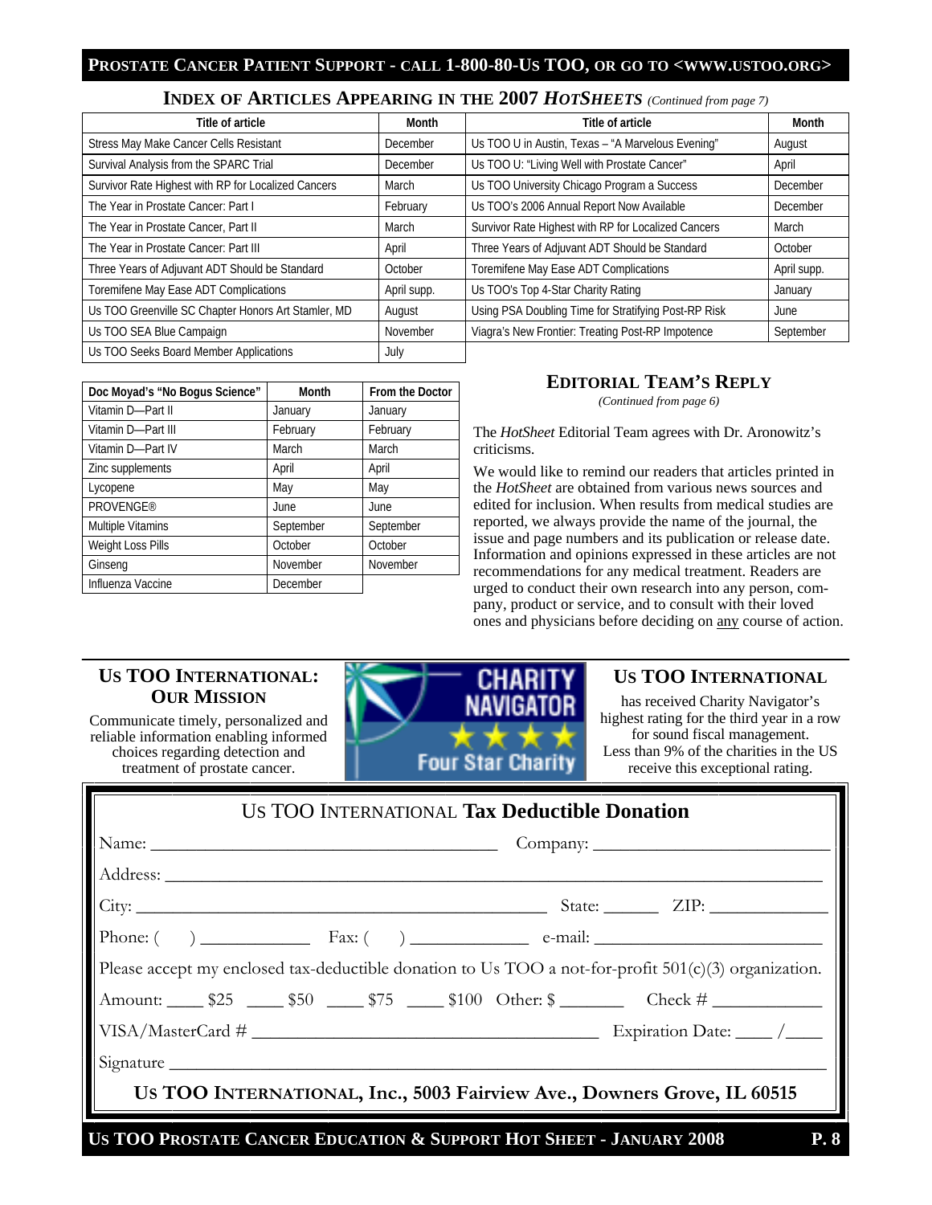## INDEX OF ARTICLES APPEARING IN THE 2007 *HOTSHEETS* *(Continued from page 7)*

| Title of article | Month | Title of article | Month |
|---|---|---|---|
| Stress May Make Cancer Cells Resistant | December | Us TOO U in Austin, Texas – "A Marvelous Evening" | August |
| Survival Analysis from the SPARC Trial | December | Us TOO U: "Living Well with Prostate Cancer" | April |
| Survivor Rate Highest with RP for Localized Cancers | March | Us TOO University Chicago Program a Success | December |
| The Year in Prostate Cancer: Part I | February | Us TOO's 2006 Annual Report Now Available | December |
| The Year in Prostate Cancer, Part II | March | Survivor Rate Highest with RP for Localized Cancers | March |
| The Year in Prostate Cancer: Part III | April | Three Years of Adjuvant ADT Should be Standard | October |
| Three Years of Adjuvant ADT Should be Standard | October | Toremifene May Ease ADT Complications | April supp. |
| Toremifene May Ease ADT Complications | April supp. | Us TOO's Top 4-Star Charity Rating | January |
| Us TOO Greenville SC Chapter Honors Art Stamler, MD | August | Using PSA Doubling Time for Stratifying Post-RP Risk | June |
| Us TOO SEA Blue Campaign | November | Viagra's New Frontier: Treating Post-RP Impotence | September |
| Us TOO Seeks Board Member Applications | July | | |

| Doc Moyad's "No Bogus Science" | Month | From the Doctor |
|---|---|---|
| Vitamin D—Part II | January | January |
| Vitamin D—Part III | February | February |
| Vitamin D—Part IV | March | March |
| Zinc supplements | April | April |
| Lycopene | May | May |
| PROVENGE® | June | June |
| Multiple Vitamins | September | September |
| Weight Loss Pills | October | October |
| Ginseng | November | November |
| Influenza Vaccine | December | |

## EDITORIAL TEAM'S REPLY

*(Continued from page 6)*

The *HotSheet* Editorial Team agrees with Dr. Aronowitz's criticisms.

We would like to remind our readers that articles printed in the *HotSheet* are obtained from various news sources and edited for inclusion. When results from medical studies are reported, we always provide the name of the journal, the issue and page numbers and its publication or release date. Information and opinions expressed in these articles are not recommendations for any medical treatment. Readers are urged to conduct their own research into any person, company, product or service, and to consult with their loved ones and physicians before deciding on any course of action.

## US TOO INTERNATIONAL: OUR MISSION

Communicate timely, personalized and reliable information enabling informed choices regarding detection and treatment of prostate cancer.

CHARITY NAVIGATOR ★★★★ Four Star Charity

## US TOO INTERNATIONAL

has received Charity Navigator's highest rating for the third year in a row for sound fiscal management. Less than 9% of the charities in the US receive this exceptional rating.

## US TOO INTERNATIONAL **Tax Deductible Donation**

Name: ______________________ Company: ______________________

Address: ______________________

City: ______________________ State: ______ ZIP: ____________

Phone: ( ) ____________ Fax: ( ) ____________ e-mail: ______________________

Please accept my enclosed tax-deductible donation to Us TOO a not-for-profit 501(c)(3) organization.

Amount: ____ $25 ____ $50 ____ $75 ____ $100 Other: $ _______ Check # ____________

VISA/MasterCard # ______________________ Expiration Date: ____ /____

Signature ______________________

**US TOO INTERNATIONAL, Inc., 5003 Fairview Ave., Downers Grove, IL 60515**